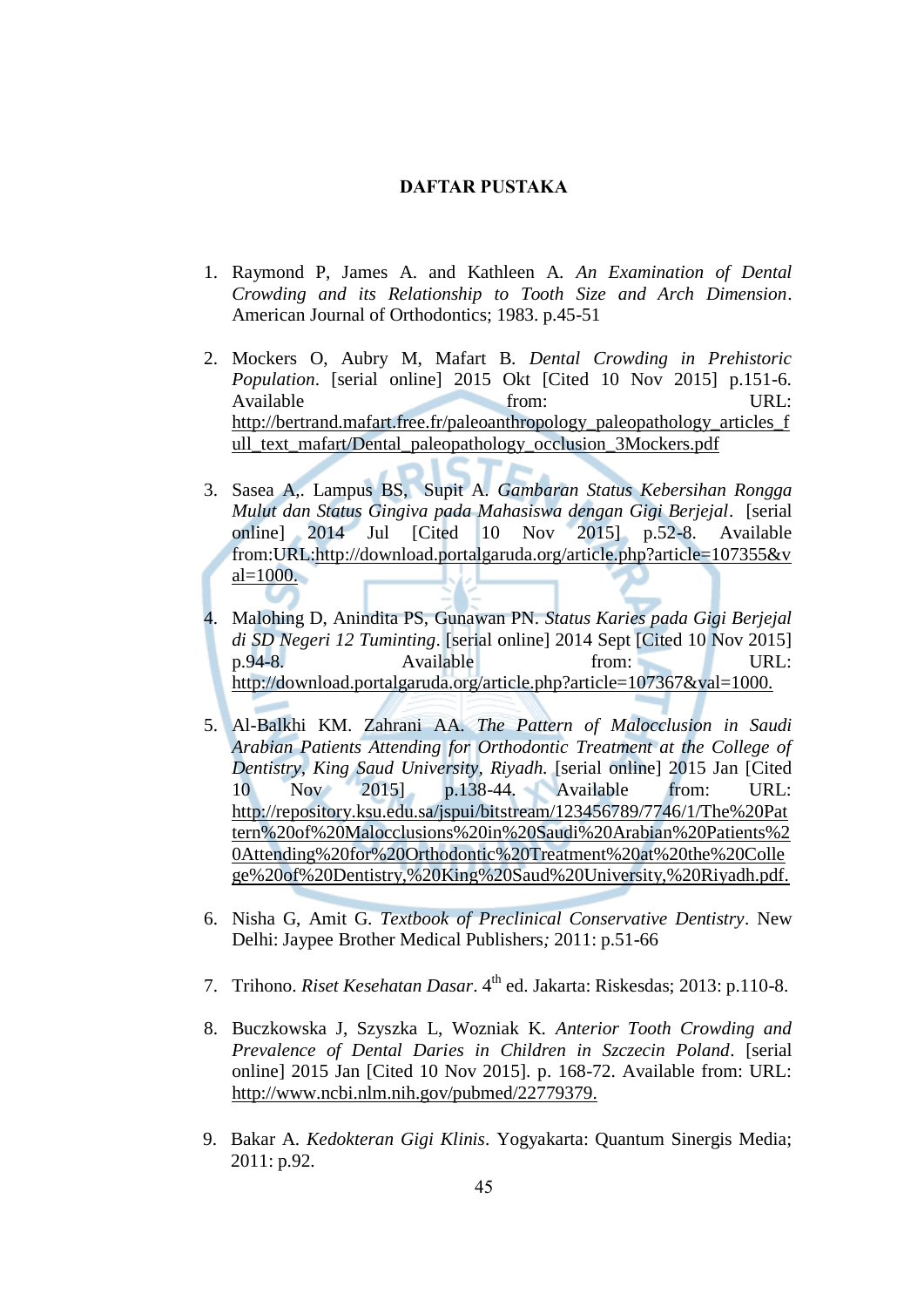# DAFTAR PUSTAKA

1. Raymond P, James A. and Kathleen A. *An Examination of Dental Crowding and its Relationship to Tooth Size and Arch Dimension*. American Journal of Orthodontics; 1983. p.45-51

2. Mockers O, Aubry M, Mafart B. *Dental Crowding in Prehistoric Population*. [serial online] 2015 Okt [Cited 10 Nov 2015] p.151-6. Available from: URL: http://bertrand.mafart.free.fr/paleoanthropology_paleopathology_articles_full_text_mafart/Dental_paleopathology_occlusion_3Mockers.pdf

3. Sasea A,. Lampus BS, Supit A. *Gambaran Status Kebersihan Rongga Mulut dan Status Gingiva pada Mahasiswa dengan Gigi Berjejal*. [serial online] 2014 Jul [Cited 10 Nov 2015] p.52-8. Available from:URL:http://download.portalgaruda.org/article.php?article=107355&val=1000.

4. Malohing D, Anindita PS, Gunawan PN. *Status Karies pada Gigi Berjejal di SD Negeri 12 Tuminting*. [serial online] 2014 Sept [Cited 10 Nov 2015] p.94-8. Available from: URL: http://download.portalgaruda.org/article.php?article=107367&val=1000.

5. Al-Balkhi KM. Zahrani AA. *The Pattern of Malocclusion in Saudi Arabian Patients Attending for Orthodontic Treatment at the College of Dentistry, King Saud University, Riyadh*. [serial online] 2015 Jan [Cited 10 Nov 2015] p.138-44. Available from: URL: http://repository.ksu.edu.sa/jspui/bitstream/123456789/7746/1/The%20Pattern%20of%20Malocclusions%20in%20Saudi%20Arabian%20Patients%20Attending%20for%20Orthodontic%20Treatment%20at%20the%20College%20of%20Dentistry,%20King%20Saud%20University,%20Riyadh.pdf.

6. Nisha G, Amit G. *Textbook of Preclinical Conservative Dentistry*. New Delhi: Jaypee Brother Medical Publishers; 2011: p.51-66

7. Trihono. *Riset Kesehatan Dasar*. 4th ed. Jakarta: Riskesdas; 2013: p.110-8.

8. Buczkowska J, Szyszka L, Wozniak K. *Anterior Tooth Crowding and Prevalence of Dental Daries in Children in Szczecin Poland*. [serial online] 2015 Jan [Cited 10 Nov 2015]. p. 168-72. Available from: URL: http://www.ncbi.nlm.nih.gov/pubmed/22779379.

9. Bakar A. *Kedokteran Gigi Klinis*. Yogyakarta: Quantum Sinergis Media; 2011: p.92.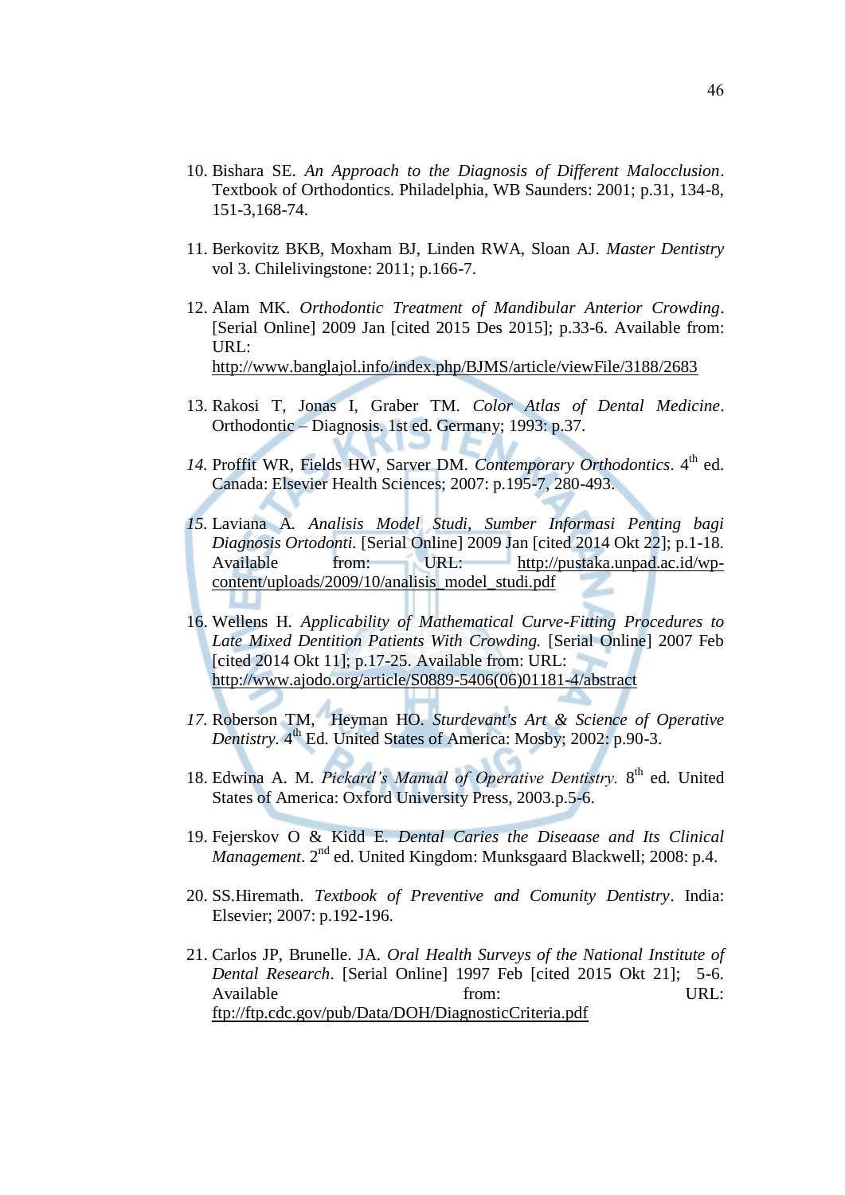10. Bishara SE. *An Approach to the Diagnosis of Different Malocclusion*. Textbook of Orthodontics. Philadelphia, WB Saunders: 2001; p.31, 134-8, 151-3,168-74.

11. Berkovitz BKB, Moxham BJ, Linden RWA, Sloan AJ. *Master Dentistry* vol 3. Chilelivingstone: 2011; p.166-7.

12. Alam MK. *Orthodontic Treatment of Mandibular Anterior Crowding*. [Serial Online] 2009 Jan [cited 2015 Des 2015]; p.33-6. Available from: URL: http://www.banglajol.info/index.php/BJMS/article/viewFile/3188/2683

13. Rakosi T, Jonas I, Graber TM. *Color Atlas of Dental Medicine*. Orthodontic – Diagnosis. 1st ed. Germany; 1993: p.37.

14. Proffit WR, Fields HW, Sarver DM. *Contemporary Orthodontics*. 4th ed. Canada: Elsevier Health Sciences; 2007: p.195-7, 280-493.

15. Laviana A. *Analisis Model Studi, Sumber Informasi Penting bagi Diagnosis Ortodonti.* [Serial Online] 2009 Jan [cited 2014 Okt 22]; p.1-18. Available from: URL: http://pustaka.unpad.ac.id/wp-content/uploads/2009/10/analisis_model_studi.pdf

16. Wellens H. *Applicability of Mathematical Curve-Fitting Procedures to Late Mixed Dentition Patients With Crowding.* [Serial Online] 2007 Feb [cited 2014 Okt 11]; p.17-25. Available from: URL: http://www.ajodo.org/article/S0889-5406(06)01181-4/abstract

17. Roberson TM, Heyman HO. *Sturdevant's Art & Science of Operative Dentistry*. 4th Ed. United States of America: Mosby; 2002: p.90-3.

18. Edwina A. M. *Pickard's Manual of Operative Dentistry.* 8th ed. United States of America: Oxford University Press, 2003.p.5-6.

19. Fejerskov O & Kidd E. *Dental Caries the Diseaase and Its Clinical Management*. 2nd ed. United Kingdom: Munksgaard Blackwell; 2008: p.4.

20. SS.Hiremath. *Textbook of Preventive and Comunity Dentistry*. India: Elsevier; 2007: p.192-196.

21. Carlos JP, Brunelle. JA. *Oral Health Surveys of the National Institute of Dental Research*. [Serial Online] 1997 Feb [cited 2015 Okt 21]; 5-6. Available from: URL: ftp://ftp.cdc.gov/pub/Data/DOH/DiagnosticCriteria.pdf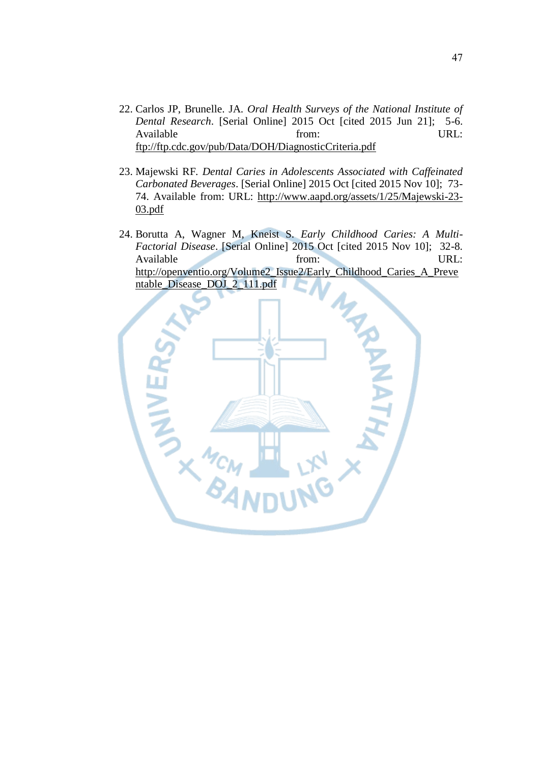22. Carlos JP, Brunelle. JA. *Oral Health Surveys of the National Institute of Dental Research*. [Serial Online] 2015 Oct [cited 2015 Jun 21]; 5-6. Available from: URL: ftp://ftp.cdc.gov/pub/Data/DOH/DiagnosticCriteria.pdf

23. Majewski RF. *Dental Caries in Adolescents Associated with Caffeinated Carbonated Beverages*. [Serial Online] 2015 Oct [cited 2015 Nov 10]; 73-74. Available from: URL: http://www.aapd.org/assets/1/25/Majewski-23-03.pdf

24. Borutta A, Wagner M, Kneist S. *Early Childhood Caries: A Multi-Factorial Disease*. [Serial Online] 2015 Oct [cited 2015 Nov 10]; 32-8. Available from: URL: http://openventio.org/Volume2_Issue2/Early_Childhood_Caries_A_Preventable_Disease_DOJ_2_111.pdf